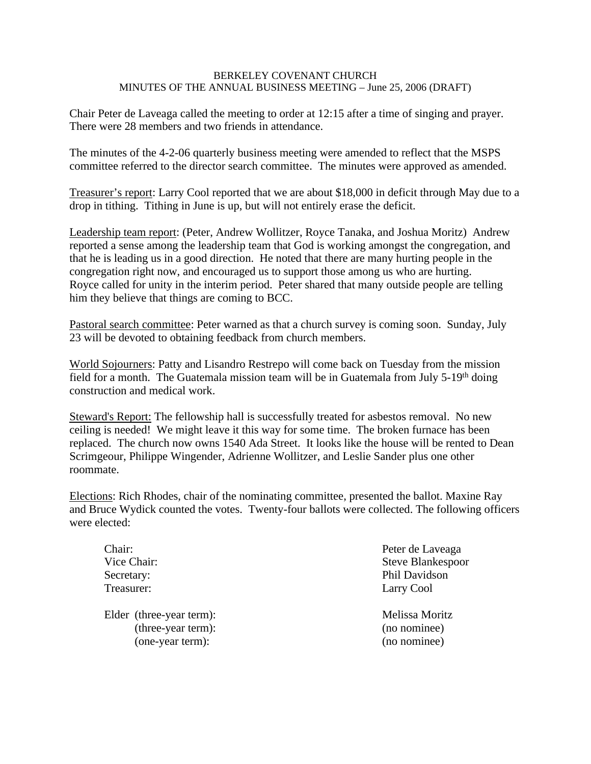BERKELEY COVENANT CHURCH
MINUTES OF THE ANNUAL BUSINESS MEETING – June 25, 2006 (DRAFT)

Chair Peter de Laveaga called the meeting to order at 12:15 after a time of singing and prayer. There were 28 members and two friends in attendance.

The minutes of the 4-2-06 quarterly business meeting were amended to reflect that the MSPS committee referred to the director search committee. The minutes were approved as amended.

Treasurer's report: Larry Cool reported that we are about $18,000 in deficit through May due to a drop in tithing. Tithing in June is up, but will not entirely erase the deficit.

Leadership team report: (Peter, Andrew Wollitzer, Royce Tanaka, and Joshua Moritz) Andrew reported a sense among the leadership team that God is working amongst the congregation, and that he is leading us in a good direction. He noted that there are many hurting people in the congregation right now, and encouraged us to support those among us who are hurting. Royce called for unity in the interim period. Peter shared that many outside people are telling him they believe that things are coming to BCC.

Pastoral search committee: Peter warned as that a church survey is coming soon. Sunday, July 23 will be devoted to obtaining feedback from church members.

World Sojourners: Patty and Lisandro Restrepo will come back on Tuesday from the mission field for a month. The Guatemala mission team will be in Guatemala from July 5-19th doing construction and medical work.

Steward's Report: The fellowship hall is successfully treated for asbestos removal. No new ceiling is needed! We might leave it this way for some time. The broken furnace has been replaced. The church now owns 1540 Ada Street. It looks like the house will be rented to Dean Scrimgeour, Philippe Wingender, Adrienne Wollitzer, and Leslie Sander plus one other roommate.

Elections: Rich Rhodes, chair of the nominating committee, presented the ballot. Maxine Ray and Bruce Wydick counted the votes. Twenty-four ballots were collected. The following officers were elected:

| | |
|---|---|
| Chair: | Peter de Laveaga |
| Vice Chair: | Steve Blankespoor |
| Secretary: | Phil Davidson |
| Treasurer: | Larry Cool |
| Elder (three-year term): | Melissa Moritz |
| (three-year term): | (no nominee) |
| (one-year term): | (no nominee) |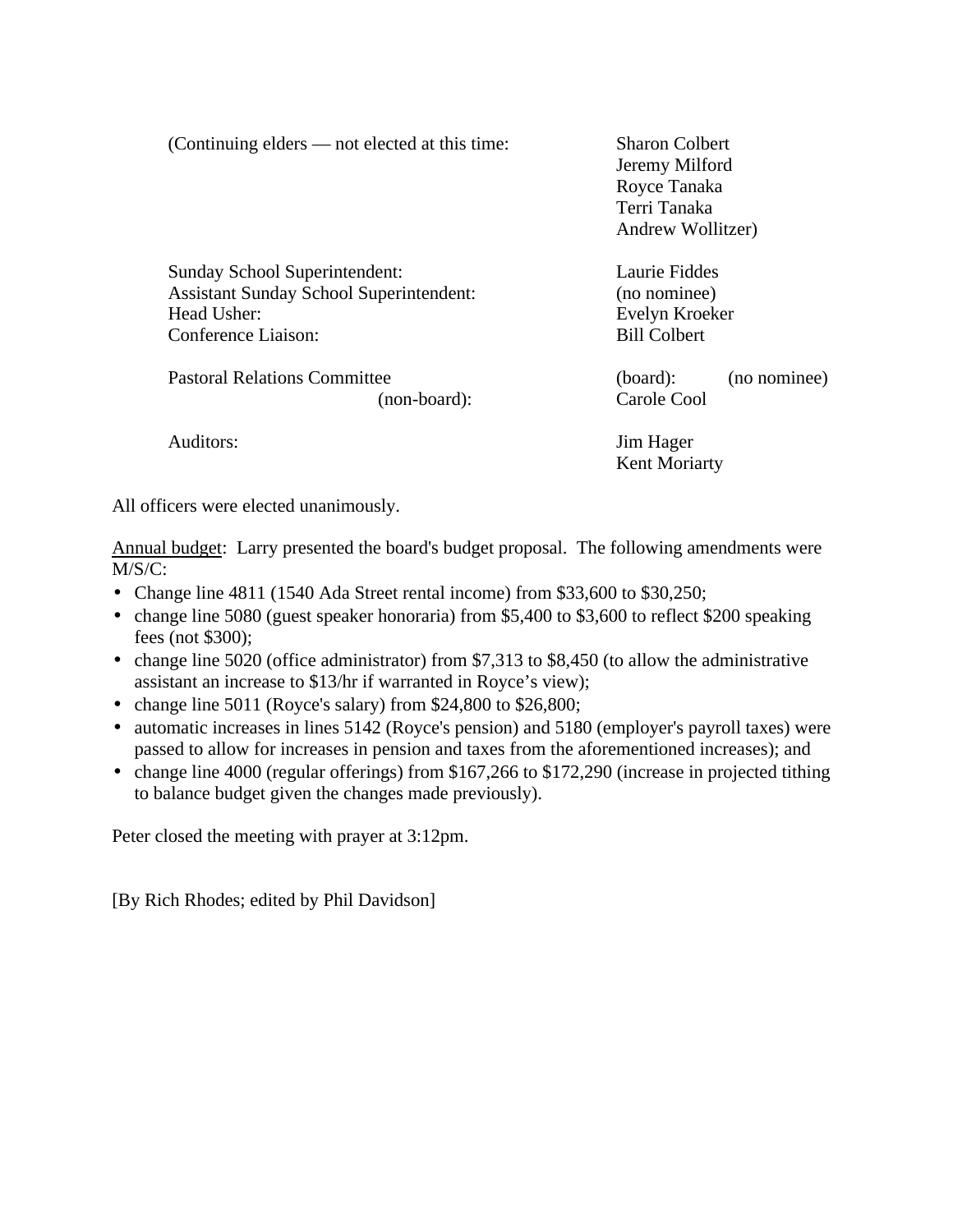| | |
|---|---|
| (Continuing elders — not elected at this time: | Sharon Colbert<br>Jeremy Milford<br>Royce Tanaka<br>Terri Tanaka<br>Andrew Wollitzer) |
| Sunday School Superintendent: | Laurie Fiddes |
| Assistant Sunday School Superintendent: | (no nominee) |
| Head Usher: | Evelyn Kroeker |
| Conference Liaison: | Bill Colbert |
| Pastoral Relations Committee (board): | (no nominee) |
| (non-board): | Carole Cool |
| Auditors: | Jim Hager<br>Kent Moriarty |

All officers were elected unanimously.

Annual budget: Larry presented the board's budget proposal. The following amendments were M/S/C:

- Change line 4811 (1540 Ada Street rental income) from $33,600 to $30,250;
- change line 5080 (guest speaker honoraria) from $5,400 to $3,600 to reflect $200 speaking fees (not $300);
- change line 5020 (office administrator) from $7,313 to $8,450 (to allow the administrative assistant an increase to $13/hr if warranted in Royce's view);
- change line 5011 (Royce's salary) from $24,800 to $26,800;
- automatic increases in lines 5142 (Royce's pension) and 5180 (employer's payroll taxes) were passed to allow for increases in pension and taxes from the aforementioned increases); and
- change line 4000 (regular offerings) from $167,266 to $172,290 (increase in projected tithing to balance budget given the changes made previously).

Peter closed the meeting with prayer at 3:12pm.

[By Rich Rhodes; edited by Phil Davidson]